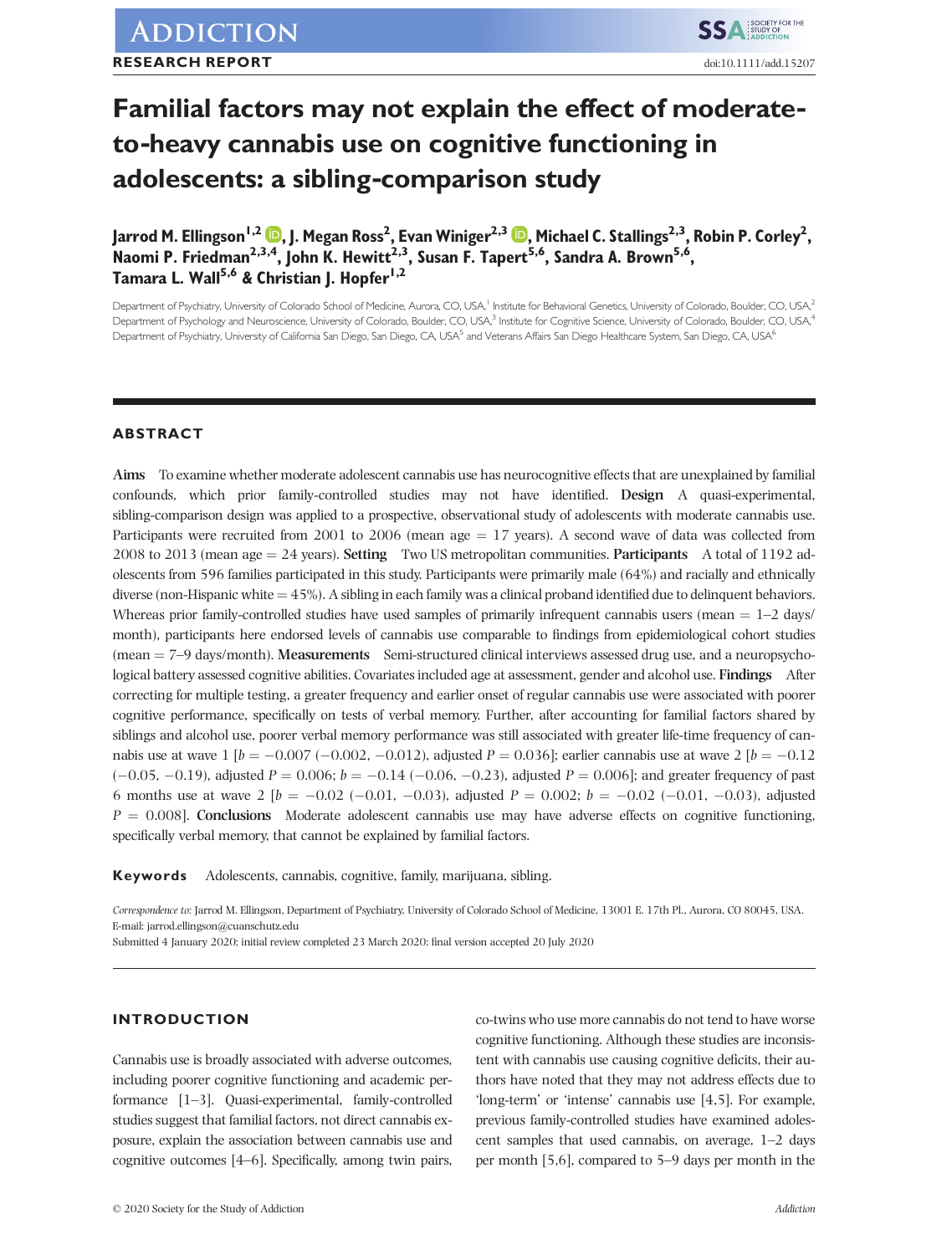ADDICTION

RESEARCH REPORT

doi:10.1111/add.15207

# Familial factors may not explain the effect of moderate-to-heavy cannabis use on cognitive functioning in adolescents: a sibling-comparison study

**Jarrod M. Ellingson[1,2], J. Megan Ross[2], Evan Winiger[2,3], Michael C. Stallings[2,3], Robin P. Corley[2], Naomi P. Friedman[2,3,4], John K. Hewitt[2,3], Susan F. Tapert[5,6], Sandra A. Brown[5,6], Tamara L. Wall[5,6] & Christian J. Hopfer[1,2]**

Department of Psychiatry, University of Colorado School of Medicine, Aurora, CO, USA,[1] Institute for Behavioral Genetics, University of Colorado, Boulder, CO, USA,[2] Department of Psychology and Neuroscience, University of Colorado, Boulder, CO, USA,[3] Institute for Cognitive Science, University of Colorado, Boulder, CO, USA,[4] Department of Psychiatry, University of California San Diego, San Diego, CA, USA[5] and Veterans Affairs San Diego Healthcare System, San Diego, CA, USA[6]

## ABSTRACT

**Aims** To examine whether moderate adolescent cannabis use has neurocognitive effects that are unexplained by familial confounds, which prior family-controlled studies may not have identified. **Design** A quasi-experimental, sibling-comparison design was applied to a prospective, observational study of adolescents with moderate cannabis use. Participants were recruited from 2001 to 2006 (mean age = 17 years). A second wave of data was collected from 2008 to 2013 (mean age = 24 years). **Setting** Two US metropolitan communities. **Participants** A total of 1192 adolescents from 596 families participated in this study. Participants were primarily male (64%) and racially and ethnically diverse (non-Hispanic white = 45%). A sibling in each family was a clinical proband identified due to delinquent behaviors. Whereas prior family-controlled studies have used samples of primarily infrequent cannabis users (mean = 1–2 days/month), participants here endorsed levels of cannabis use comparable to findings from epidemiological cohort studies (mean = 7–9 days/month). **Measurements** Semi-structured clinical interviews assessed drug use, and a neuropsychological battery assessed cognitive abilities. Covariates included age at assessment, gender and alcohol use. **Findings** After correcting for multiple testing, a greater frequency and earlier onset of regular cannabis use were associated with poorer cognitive performance, specifically on tests of verbal memory. Further, after accounting for familial factors shared by siblings and alcohol use, poorer verbal memory performance was still associated with greater life-time frequency of cannabis use at wave 1 [$b = -0.007$ (−0.002, −0.012), adjusted $P = 0.036$]; earlier cannabis use at wave 2 [$b = -0.12$ (−0.05, −0.19), adjusted $P = 0.006$; $b = -0.14$ (−0.06, −0.23), adjusted $P = 0.006$]; and greater frequency of past 6 months use at wave 2 [$b = -0.02$ (−0.01, −0.03), adjusted $P = 0.002$; $b = -0.02$ (−0.01, −0.03), adjusted $P = 0.008$]. **Conclusions** Moderate adolescent cannabis use may have adverse effects on cognitive functioning, specifically verbal memory, that cannot be explained by familial factors.

**Keywords** Adolescents, cannabis, cognitive, family, marijuana, sibling.

*Correspondence to:* Jarrod M. Ellingson, Department of Psychiatry, University of Colorado School of Medicine, 13001 E. 17th Pl., Aurora, CO 80045, USA. E-mail: jarrod.ellingson@cuanschutz.edu

Submitted 4 January 2020; initial review completed 23 March 2020; final version accepted 20 July 2020

## INTRODUCTION

Cannabis use is broadly associated with adverse outcomes, including poorer cognitive functioning and academic performance [1–3]. Quasi-experimental, family-controlled studies suggest that familial factors, not direct cannabis exposure, explain the association between cannabis use and cognitive outcomes [4–6]. Specifically, among twin pairs, co-twins who use more cannabis do not tend to have worse cognitive functioning. Although these studies are inconsistent with cannabis use causing cognitive deficits, their authors have noted that they may not address effects due to 'long-term' or 'intense' cannabis use [4,5]. For example, previous family-controlled studies have examined adolescent samples that used cannabis, on average, 1–2 days per month [5,6], compared to 5–9 days per month in the

© 2020 Society for the Study of Addiction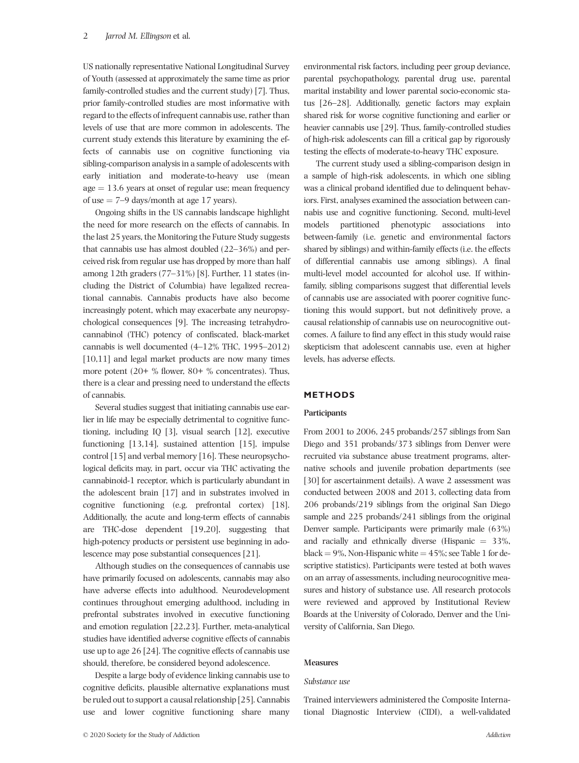US nationally representative National Longitudinal Survey of Youth (assessed at approximately the same time as prior family-controlled studies and the current study) [7]. Thus, prior family-controlled studies are most informative with regard to the effects of infrequent cannabis use, rather than levels of use that are more common in adolescents. The current study extends this literature by examining the effects of cannabis use on cognitive functioning via sibling-comparison analysis in a sample of adolescents with early initiation and moderate-to-heavy use (mean age = 13.6 years at onset of regular use; mean frequency of use = 7–9 days/month at age 17 years).

Ongoing shifts in the US cannabis landscape highlight the need for more research on the effects of cannabis. In the last 25 years, the Monitoring the Future Study suggests that cannabis use has almost doubled (22–36%) and perceived risk from regular use has dropped by more than half among 12th graders (77–31%) [8]. Further, 11 states (including the District of Columbia) have legalized recreational cannabis. Cannabis products have also become increasingly potent, which may exacerbate any neuropsychological consequences [9]. The increasing tetrahydrocannabinol (THC) potency of confiscated, black-market cannabis is well documented (4–12% THC, 1995–2012) [10,11] and legal market products are now many times more potent (20+ % flower, 80+ % concentrates). Thus, there is a clear and pressing need to understand the effects of cannabis.

Several studies suggest that initiating cannabis use earlier in life may be especially detrimental to cognitive functioning, including IQ [3], visual search [12], executive functioning [13,14], sustained attention [15], impulse control [15] and verbal memory [16]. These neuropsychological deficits may, in part, occur via THC activating the cannabinoid-1 receptor, which is particularly abundant in the adolescent brain [17] and in substrates involved in cognitive functioning (e.g. prefrontal cortex) [18]. Additionally, the acute and long-term effects of cannabis are THC-dose dependent [19,20], suggesting that high-potency products or persistent use beginning in adolescence may pose substantial consequences [21].

Although studies on the consequences of cannabis use have primarily focused on adolescents, cannabis may also have adverse effects into adulthood. Neurodevelopment continues throughout emerging adulthood, including in prefrontal substrates involved in executive functioning and emotion regulation [22,23]. Further, meta-analytical studies have identified adverse cognitive effects of cannabis use up to age 26 [24]. The cognitive effects of cannabis use should, therefore, be considered beyond adolescence.

Despite a large body of evidence linking cannabis use to cognitive deficits, plausible alternative explanations must be ruled out to support a causal relationship [25]. Cannabis use and lower cognitive functioning share many environmental risk factors, including peer group deviance, parental psychopathology, parental drug use, parental marital instability and lower parental socio-economic status [26–28]. Additionally, genetic factors may explain shared risk for worse cognitive functioning and earlier or heavier cannabis use [29]. Thus, family-controlled studies of high-risk adolescents can fill a critical gap by rigorously testing the effects of moderate-to-heavy THC exposure.

The current study used a sibling-comparison design in a sample of high-risk adolescents, in which one sibling was a clinical proband identified due to delinquent behaviors. First, analyses examined the association between cannabis use and cognitive functioning. Second, multi-level models partitioned phenotypic associations into between-family (i.e. genetic and environmental factors shared by siblings) and within-family effects (i.e. the effects of differential cannabis use among siblings). A final multi-level model accounted for alcohol use. If within-family, sibling comparisons suggest that differential levels of cannabis use are associated with poorer cognitive functioning this would support, but not definitively prove, a causal relationship of cannabis use on neurocognitive outcomes. A failure to find any effect in this study would raise skepticism that adolescent cannabis use, even at higher levels, has adverse effects.

## METHODS

### Participants

From 2001 to 2006, 245 probands/257 siblings from San Diego and 351 probands/373 siblings from Denver were recruited via substance abuse treatment programs, alternative schools and juvenile probation departments (see [30] for ascertainment details). A wave 2 assessment was conducted between 2008 and 2013, collecting data from 206 probands/219 siblings from the original San Diego sample and 225 probands/241 siblings from the original Denver sample. Participants were primarily male (63%) and racially and ethnically diverse (Hispanic = 33%, black = 9%, Non-Hispanic white = 45%; see Table 1 for descriptive statistics). Participants were tested at both waves on an array of assessments, including neurocognitive measures and history of substance use. All research protocols were reviewed and approved by Institutional Review Boards at the University of Colorado, Denver and the University of California, San Diego.

### Measures

#### *Substance use*

Trained interviewers administered the Composite International Diagnostic Interview (CIDI), a well-validated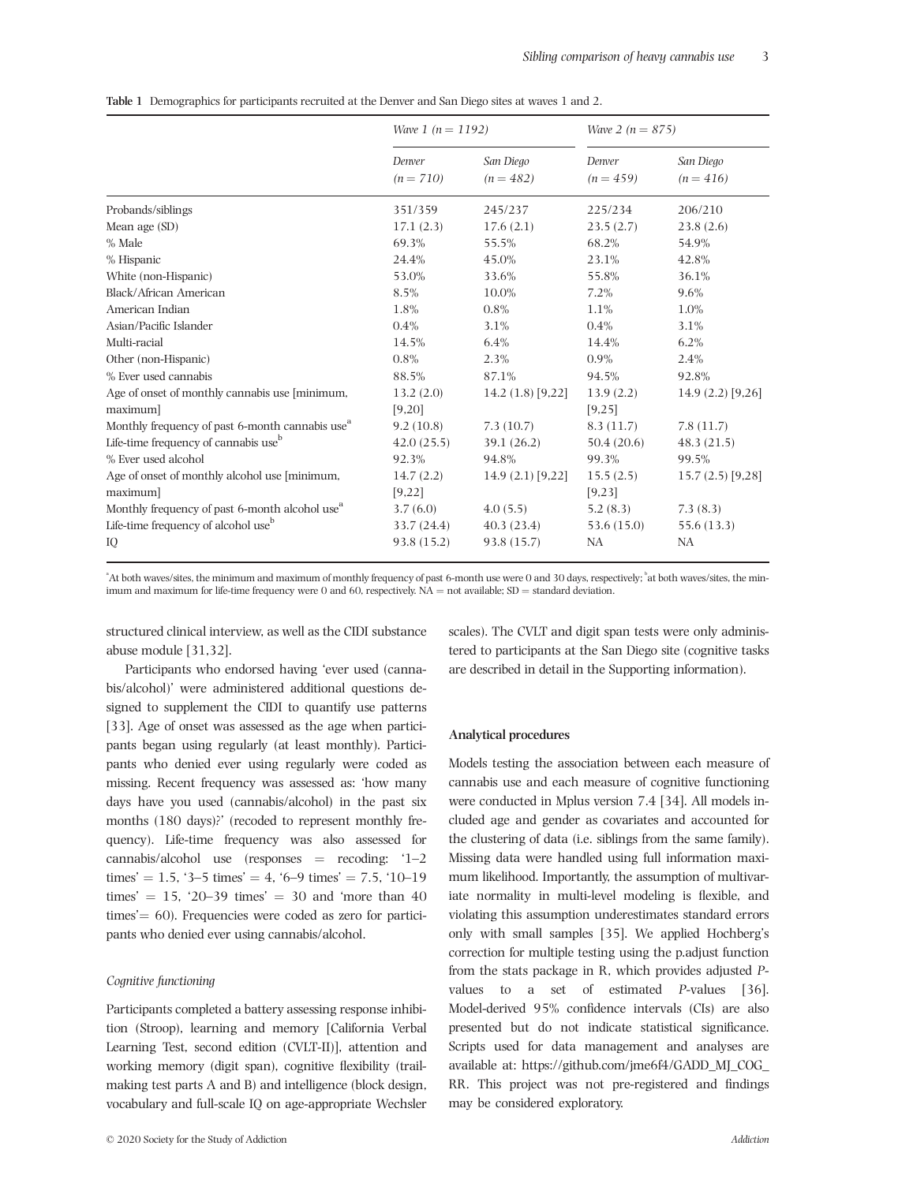**Table 1** Demographics for participants recruited at the Denver and San Diego sites at waves 1 and 2.

| | *Wave 1 (n = 1192)* | | *Wave 2 (n = 875)* | |
|---|---|---|---|---|
| | *Denver (n = 710)* | *San Diego (n = 482)* | *Denver (n = 459)* | *San Diego (n = 416)* |
| Probands/siblings | 351/359 | 245/237 | 225/234 | 206/210 |
| Mean age (SD) | 17.1 (2.3) | 17.6 (2.1) | 23.5 (2.7) | 23.8 (2.6) |
| % Male | 69.3% | 55.5% | 68.2% | 54.9% |
| % Hispanic | 24.4% | 45.0% | 23.1% | 42.8% |
| White (non-Hispanic) | 53.0% | 33.6% | 55.8% | 36.1% |
| Black/African American | 8.5% | 10.0% | 7.2% | 9.6% |
| American Indian | 1.8% | 0.8% | 1.1% | 1.0% |
| Asian/Pacific Islander | 0.4% | 3.1% | 0.4% | 3.1% |
| Multi-racial | 14.5% | 6.4% | 14.4% | 6.2% |
| Other (non-Hispanic) | 0.8% | 2.3% | 0.9% | 2.4% |
| % Ever used cannabis | 88.5% | 87.1% | 94.5% | 92.8% |
| Age of onset of monthly cannabis use [minimum, maximum] | 13.2 (2.0) [9,20] | 14.2 (1.8) [9,22] | 13.9 (2.2) [9,25] | 14.9 (2.2) [9,26] |
| Monthly frequency of past 6-month cannabis use[a] | 9.2 (10.8) | 7.3 (10.7) | 8.3 (11.7) | 7.8 (11.7) |
| Life-time frequency of cannabis use[b] | 42.0 (25.5) | 39.1 (26.2) | 50.4 (20.6) | 48.3 (21.5) |
| % Ever used alcohol | 92.3% | 94.8% | 99.3% | 99.5% |
| Age of onset of monthly alcohol use [minimum, maximum] | 14.7 (2.2) [9,22] | 14.9 (2.1) [9,22] | 15.5 (2.5) [9,23] | 15.7 (2.5) [9,28] |
| Monthly frequency of past 6-month alcohol use[a] | 3.7 (6.0) | 4.0 (5.5) | 5.2 (8.3) | 7.3 (8.3) |
| Life-time frequency of alcohol use[b] | 33.7 (24.4) | 40.3 (23.4) | 53.6 (15.0) | 55.6 (13.3) |
| IQ | 93.8 (15.2) | 93.8 (15.7) | NA | NA |

[a]At both waves/sites, the minimum and maximum of monthly frequency of past 6-month use were 0 and 30 days, respectively; [b]at both waves/sites, the minimum and maximum for life-time frequency were 0 and 60, respectively. NA = not available; SD = standard deviation.

structured clinical interview, as well as the CIDI substance abuse module [31,32].

Participants who endorsed having 'ever used (cannabis/alcohol)' were administered additional questions designed to supplement the CIDI to quantify use patterns [33]. Age of onset was assessed as the age when participants began using regularly (at least monthly). Participants who denied ever using regularly were coded as missing. Recent frequency was assessed as: 'how many days have you used (cannabis/alcohol) in the past six months (180 days)?' (recoded to represent monthly frequency). Life-time frequency was also assessed for cannabis/alcohol use (responses = recoding: '1–2 times' = 1.5, '3–5 times' = 4, '6–9 times' = 7.5, '10–19 times' = 15, '20–39 times' = 30 and 'more than 40 times' = 60). Frequencies were coded as zero for participants who denied ever using cannabis/alcohol.

### *Cognitive functioning*

Participants completed a battery assessing response inhibition (Stroop), learning and memory [California Verbal Learning Test, second edition (CVLT-II)], attention and working memory (digit span), cognitive flexibility (trail-making test parts A and B) and intelligence (block design, vocabulary and full-scale IQ on age-appropriate Wechsler scales). The CVLT and digit span tests were only administered to participants at the San Diego site (cognitive tasks are described in detail in the Supporting information).

### Analytical procedures

Models testing the association between each measure of cannabis use and each measure of cognitive functioning were conducted in Mplus version 7.4 [34]. All models included age and gender as covariates and accounted for the clustering of data (i.e. siblings from the same family). Missing data were handled using full information maximum likelihood. Importantly, the assumption of multivariate normality in multi-level modeling is flexible, and violating this assumption underestimates standard errors only with small samples [35]. We applied Hochberg's correction for multiple testing using the p.adjust function from the stats package in R, which provides adjusted *P*-values to a set of estimated *P*-values [36]. Model-derived 95% confidence intervals (CIs) are also presented but do not indicate statistical significance. Scripts used for data management and analyses are available at: https://github.com/jme6f4/GADD_MJ_COG_RR. This project was not pre-registered and findings may be considered exploratory.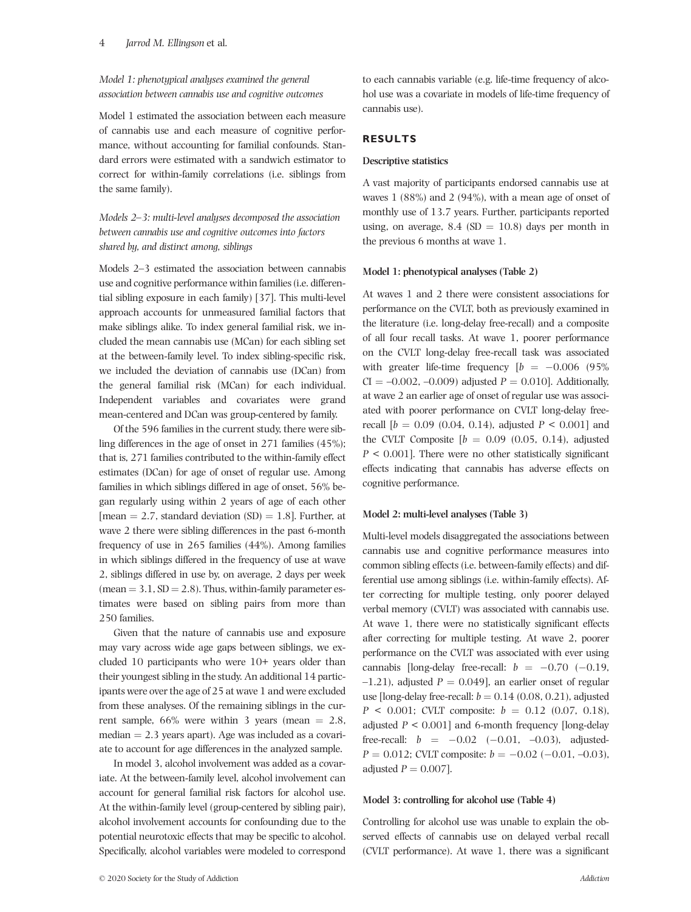*Model 1: phenotypical analyses examined the general association between cannabis use and cognitive outcomes*

Model 1 estimated the association between each measure of cannabis use and each measure of cognitive performance, without accounting for familial confounds. Standard errors were estimated with a sandwich estimator to correct for within-family correlations (i.e. siblings from the same family).

*Models 2–3: multi-level analyses decomposed the association between cannabis use and cognitive outcomes into factors shared by, and distinct among, siblings*

Models 2–3 estimated the association between cannabis use and cognitive performance within families (i.e. differential sibling exposure in each family) [37]. This multi-level approach accounts for unmeasured familial factors that make siblings alike. To index general familial risk, we included the mean cannabis use (MCan) for each sibling set at the between-family level. To index sibling-specific risk, we included the deviation of cannabis use (DCan) from the general familial risk (MCan) for each individual. Independent variables and covariates were grand mean-centered and DCan was group-centered by family.

Of the 596 families in the current study, there were sibling differences in the age of onset in 271 families (45%); that is, 271 families contributed to the within-family effect estimates (DCan) for age of onset of regular use. Among families in which siblings differed in age of onset, 56% began regularly using within 2 years of age of each other [mean = 2.7, standard deviation (SD) = 1.8]. Further, at wave 2 there were sibling differences in the past 6-month frequency of use in 265 families (44%). Among families in which siblings differed in the frequency of use at wave 2, siblings differed in use by, on average, 2 days per week (mean = 3.1, SD = 2.8). Thus, within-family parameter estimates were based on sibling pairs from more than 250 families.

Given that the nature of cannabis use and exposure may vary across wide age gaps between siblings, we excluded 10 participants who were 10+ years older than their youngest sibling in the study. An additional 14 participants were over the age of 25 at wave 1 and were excluded from these analyses. Of the remaining siblings in the current sample, 66% were within 3 years (mean = 2.8, median = 2.3 years apart). Age was included as a covariate to account for age differences in the analyzed sample.

In model 3, alcohol involvement was added as a covariate. At the between-family level, alcohol involvement can account for general familial risk factors for alcohol use. At the within-family level (group-centered by sibling pair), alcohol involvement accounts for confounding due to the potential neurotoxic effects that may be specific to alcohol. Specifically, alcohol variables were modeled to correspond to each cannabis variable (e.g. life-time frequency of alcohol use was a covariate in models of life-time frequency of cannabis use).

## RESULTS

### Descriptive statistics

A vast majority of participants endorsed cannabis use at waves 1 (88%) and 2 (94%), with a mean age of onset of monthly use of 13.7 years. Further, participants reported using, on average, 8.4 (SD = 10.8) days per month in the previous 6 months at wave 1.

### Model 1: phenotypical analyses (Table 2)

At waves 1 and 2 there were consistent associations for performance on the CVLT, both as previously examined in the literature (i.e. long-delay free-recall) and a composite of all four recall tasks. At wave 1, poorer performance on the CVLT long-delay free-recall task was associated with greater life-time frequency [$b = -0.006$ (95% CI = –0.002, –0.009) adjusted $P = 0.010$]. Additionally, at wave 2 an earlier age of onset of regular use was associated with poorer performance on CVLT long-delay free-recall [$b = 0.09$ (0.04, 0.14), adjusted $P < 0.001$] and the CVLT Composite [$b = 0.09$ (0.05, 0.14), adjusted $P < 0.001$]. There were no other statistically significant effects indicating that cannabis has adverse effects on cognitive performance.

### Model 2: multi-level analyses (Table 3)

Multi-level models disaggregated the associations between cannabis use and cognitive performance measures into common sibling effects (i.e. between-family effects) and differential use among siblings (i.e. within-family effects). After correcting for multiple testing, only poorer delayed verbal memory (CVLT) was associated with cannabis use. At wave 1, there were no statistically significant effects after correcting for multiple testing. At wave 2, poorer performance on the CVLT was associated with ever using cannabis [long-delay free-recall: $b = -0.70$ (−0.19, –1.21), adjusted $P = 0.049$], an earlier onset of regular use [long-delay free-recall: $b = 0.14$ (0.08, 0.21), adjusted $P < 0.001$; CVLT composite: $b = 0.12$ (0.07, 0.18), adjusted $P < 0.001$] and 6-month frequency [long-delay free-recall: $b = -0.02$ (−0.01, −0.03), adjusted-$P = 0.012$; CVLT composite: $b = -0.02$ (−0.01, –0.03), adjusted $P = 0.007$].

### Model 3: controlling for alcohol use (Table 4)

Controlling for alcohol use was unable to explain the observed effects of cannabis use on delayed verbal recall (CVLT performance). At wave 1, there was a significant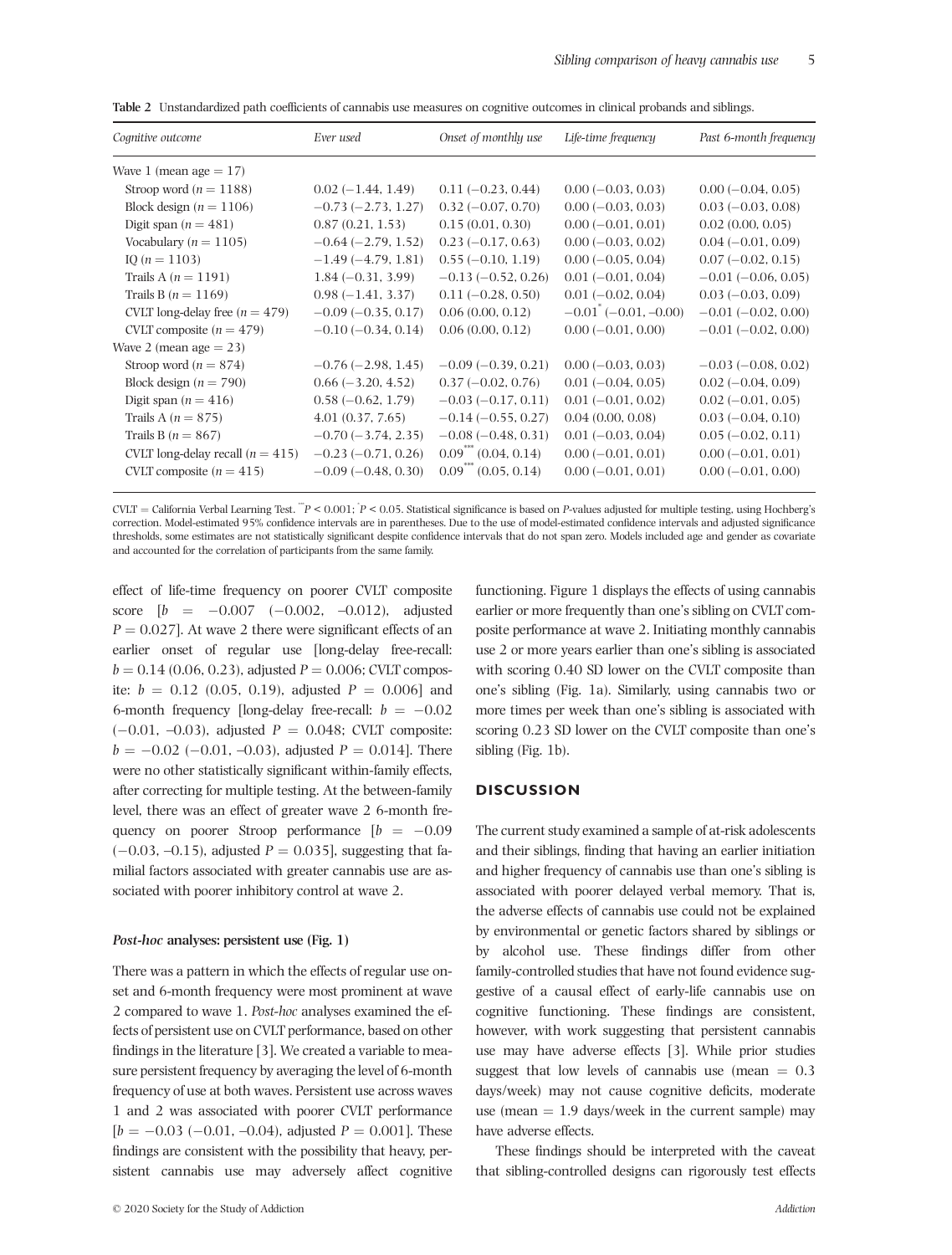**Table 2** Unstandardized path coefficients of cannabis use measures on cognitive outcomes in clinical probands and siblings.

| *Cognitive outcome* | *Ever used* | *Onset of monthly use* | *Life-time frequency* | *Past 6-month frequency* |
|---|---|---|---|---|
| Wave 1 (mean age = 17) | | | | |
| Stroop word ($n$ = 1188) | 0.02 (−1.44, 1.49) | 0.11 (−0.23, 0.44) | 0.00 (−0.03, 0.03) | 0.00 (−0.04, 0.05) |
| Block design ($n$ = 1106) | −0.73 (−2.73, 1.27) | 0.32 (−0.07, 0.70) | 0.00 (−0.03, 0.03) | 0.03 (−0.03, 0.08) |
| Digit span ($n$ = 481) | 0.87 (0.21, 1.53) | 0.15 (0.01, 0.30) | 0.00 (−0.01, 0.01) | 0.02 (0.00, 0.05) |
| Vocabulary ($n$ = 1105) | −0.64 (−2.79, 1.52) | 0.23 (−0.17, 0.63) | 0.00 (−0.03, 0.02) | 0.04 (−0.01, 0.09) |
| IQ ($n$ = 1103) | −1.49 (−4.79, 1.81) | 0.55 (−0.10, 1.19) | 0.00 (−0.05, 0.04) | 0.07 (−0.02, 0.15) |
| Trails A ($n$ = 1191) | 1.84 (−0.31, 3.99) | −0.13 (−0.52, 0.26) | 0.01 (−0.01, 0.04) | −0.01 (−0.06, 0.05) |
| Trails B ($n$ = 1169) | 0.98 (−1.41, 3.37) | 0.11 (−0.28, 0.50) | 0.01 (−0.02, 0.04) | 0.03 (−0.03, 0.09) |
| CVLT long-delay free ($n$ = 479) | −0.09 (−0.35, 0.17) | 0.06 (0.00, 0.12) | −0.01* (−0.01, −0.00) | −0.01 (−0.02, 0.00) |
| CVLT composite ($n$ = 479) | −0.10 (−0.34, 0.14) | 0.06 (0.00, 0.12) | 0.00 (−0.01, 0.00) | −0.01 (−0.02, 0.00) |
| Wave 2 (mean age = 23) | | | | |
| Stroop word ($n$ = 874) | −0.76 (−2.98, 1.45) | −0.09 (−0.39, 0.21) | 0.00 (−0.03, 0.03) | −0.03 (−0.08, 0.02) |
| Block design ($n$ = 790) | 0.66 (−3.20, 4.52) | 0.37 (−0.02, 0.76) | 0.01 (−0.04, 0.05) | 0.02 (−0.04, 0.09) |
| Digit span ($n$ = 416) | 0.58 (−0.62, 1.79) | −0.03 (−0.17, 0.11) | 0.01 (−0.01, 0.02) | 0.02 (−0.01, 0.05) |
| Trails A ($n$ = 875) | 4.01 (0.37, 7.65) | −0.14 (−0.55, 0.27) | 0.04 (0.00, 0.08) | 0.03 (−0.04, 0.10) |
| Trails B ($n$ = 867) | −0.70 (−3.74, 2.35) | −0.08 (−0.48, 0.31) | 0.01 (−0.03, 0.04) | 0.05 (−0.02, 0.11) |
| CVLT long-delay recall ($n$ = 415) | −0.23 (−0.71, 0.26) | 0.09*** (0.04, 0.14) | 0.00 (−0.01, 0.01) | 0.00 (−0.01, 0.01) |
| CVLT composite ($n$ = 415) | −0.09 (−0.48, 0.30) | 0.09*** (0.05, 0.14) | 0.00 (−0.01, 0.01) | 0.00 (−0.01, 0.00) |

CVLT = California Verbal Learning Test. ***$P$ < 0.001; *$P$ < 0.05. Statistical significance is based on $P$-values adjusted for multiple testing, using Hochberg's correction. Model-estimated 95% confidence intervals are in parentheses. Due to the use of model-estimated confidence intervals and adjusted significance thresholds, some estimates are not statistically significant despite confidence intervals that do not span zero. Models included age and gender as covariate and accounted for the correlation of participants from the same family.

effect of life-time frequency on poorer CVLT composite score [$b$ = −0.007 (−0.002, −0.012), adjusted $P$ = 0.027]. At wave 2 there were significant effects of an earlier onset of regular use [long-delay free-recall: $b$ = 0.14 (0.06, 0.23), adjusted $P$ = 0.006; CVLT composite: $b$ = 0.12 (0.05, 0.19), adjusted $P$ = 0.006] and 6-month frequency [long-delay free-recall: $b$ = −0.02 (−0.01, −0.03), adjusted $P$ = 0.048; CVLT composite: $b$ = −0.02 (−0.01, −0.03), adjusted $P$ = 0.014]. There were no other statistically significant within-family effects, after correcting for multiple testing. At the between-family level, there was an effect of greater wave 2 6-month frequency on poorer Stroop performance [$b$ = −0.09 (−0.03, −0.15), adjusted $P$ = 0.035], suggesting that familial factors associated with greater cannabis use are associated with poorer inhibitory control at wave 2.

### *Post-hoc* analyses: persistent use (Fig. 1)

There was a pattern in which the effects of regular use onset and 6-month frequency were most prominent at wave 2 compared to wave 1. *Post-hoc* analyses examined the effects of persistent use on CVLT performance, based on other findings in the literature [3]. We created a variable to measure persistent frequency by averaging the level of 6-month frequency of use at both waves. Persistent use across waves 1 and 2 was associated with poorer CVLT performance [$b$ = −0.03 (−0.01, −0.04), adjusted $P$ = 0.001]. These findings are consistent with the possibility that heavy, persistent cannabis use may adversely affect cognitive functioning. Figure 1 displays the effects of using cannabis earlier or more frequently than one's sibling on CVLT composite performance at wave 2. Initiating monthly cannabis use 2 or more years earlier than one's sibling is associated with scoring 0.40 SD lower on the CVLT composite than one's sibling (Fig. 1a). Similarly, using cannabis two or more times per week than one's sibling is associated with scoring 0.23 SD lower on the CVLT composite than one's sibling (Fig. 1b).

## DISCUSSION

The current study examined a sample of at-risk adolescents and their siblings, finding that having an earlier initiation and higher frequency of cannabis use than one's sibling is associated with poorer delayed verbal memory. That is, the adverse effects of cannabis use could not be explained by environmental or genetic factors shared by siblings or by alcohol use. These findings differ from other family-controlled studies that have not found evidence suggestive of a causal effect of early-life cannabis use on cognitive functioning. These findings are consistent, however, with work suggesting that persistent cannabis use may have adverse effects [3]. While prior studies suggest that low levels of cannabis use (mean = 0.3 days/week) may not cause cognitive deficits, moderate use (mean = 1.9 days/week in the current sample) may have adverse effects.

These findings should be interpreted with the caveat that sibling-controlled designs can rigorously test effects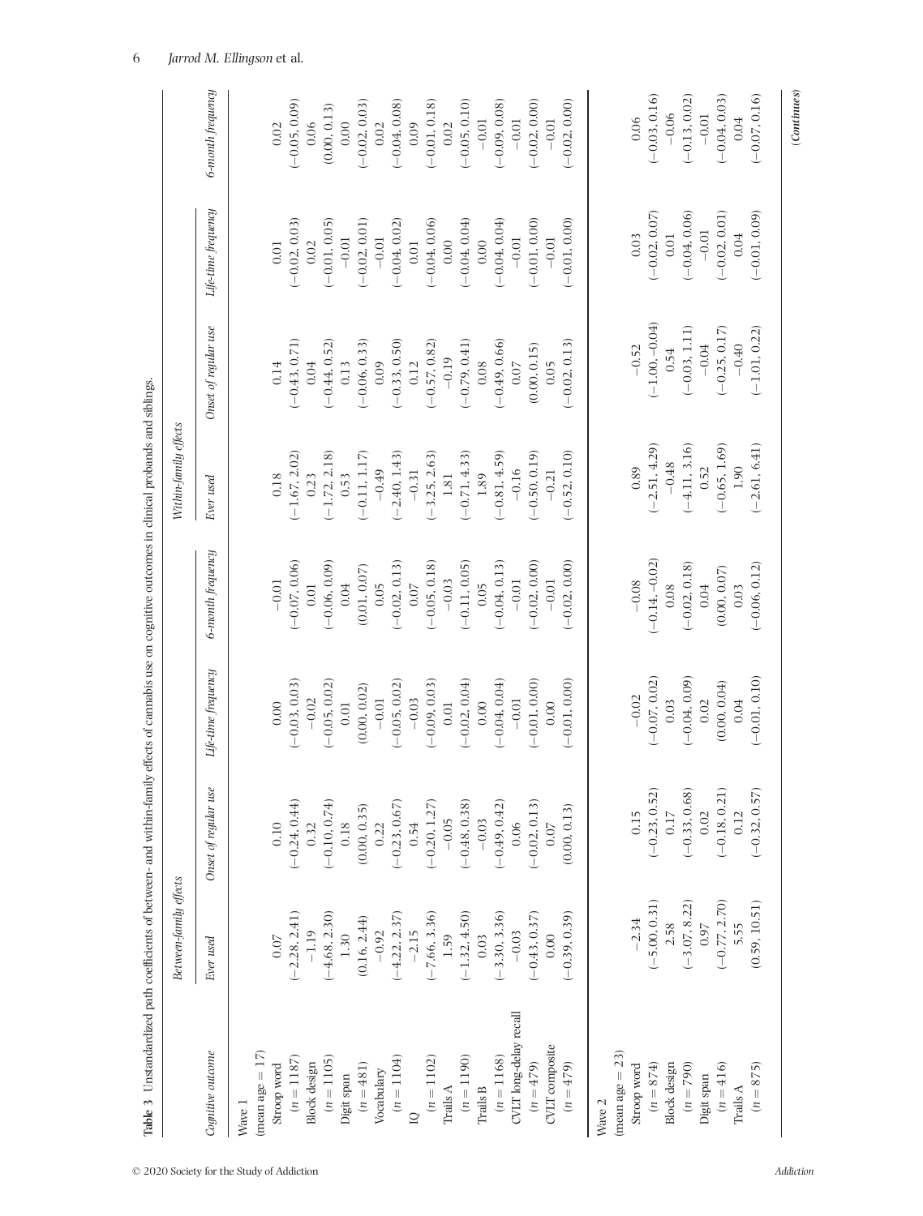**Table 3** Unstandardized path coefficients of between- and within-family effects of cannabis use on cognitive outcomes in clinical probands and siblings.

| Cognitive outcome | Between-family effects | | | | Within-family effects | | | |
|---|---|---|---|---|---|---|---|---|
| | *Ever used* | *Onset of regular use* | *Life-time frequency* | *6-month frequency* | *Ever used* | *Onset of regular use* | *Life-time frequency* | *6-month frequency* |
| Wave 1 (mean age = 17) | | | | | | | | |
| Stroop word | 0.07 | 0.10 | 0.00 | −0.01 | 0.18 | 0.14 | 0.01 | 0.02 |
| (*n* = 1187) | (−2.28, 2.41) | (−0.24, 0.44) | (−0.03, 0.03) | (−0.07, 0.06) | (−1.67, 2.02) | (−0.43, 0.71) | (−0.02, 0.03) | (−0.05, 0.09) |
| Block design | −1.19 | 0.32 | −0.02 | 0.01 | 0.23 | 0.04 | 0.02 | 0.06 |
| (*n* = 1105) | (−4.68, 2.30) | (−0.10, 0.74) | (−0.05, 0.02) | (−0.06, 0.09) | (−1.72, 2.18) | (−0.44, 0.52) | (−0.01, 0.05) | (0.00, 0.13) |
| Digit span | 1.30 | 0.18 | 0.01 | 0.04 | 0.53 | 0.13 | −0.01 | 0.00 |
| (*n* = 481) | (0.16, 2.44) | (0.00, 0.35) | (0.00, 0.02) | (0.01, 0.07) | (−0.11, 1.17) | (−0.06, 0.33) | (−0.02, 0.01) | (−0.02, 0.03) |
| Vocabulary | −0.92 | 0.22 | −0.01 | 0.05 | −0.49 | 0.09 | −0.01 | 0.02 |
| (*n* = 1104) | (−4.22, 2.37) | (−0.23, 0.67) | (−0.05, 0.02) | (−0.02, 0.13) | (−2.40, 1.43) | (−0.33, 0.50) | (−0.04, 0.02) | (−0.04, 0.08) |
| IQ | −2.15 | 0.54 | −0.03 | 0.07 | −0.31 | 0.12 | 0.01 | 0.09 |
| (*n* = 1102) | (−7.66, 3.36) | (−0.20, 1.27) | (−0.09, 0.03) | (−0.05, 0.18) | (−3.25, 2.63) | (−0.57, 0.82) | (−0.04, 0.06) | (−0.01, 0.18) |
| Trails A | 1.59 | −0.05 | 0.01 | −0.03 | 1.81 | −0.19 | 0.00 | 0.02 |
| (*n* = 1190) | (−1.32, 4.50) | (−0.48, 0.38) | (−0.02, 0.04) | (−0.11, 0.05) | (−0.71, 4.33) | (−0.79, 0.41) | (−0.04, 0.04) | (−0.05, 0.10) |
| Trails B | 0.03 | −0.03 | 0.00 | 0.05 | 1.89 | 0.08 | 0.00 | −0.01 |
| (*n* = 1168) | (−3.30, 3.36) | (−0.49, 0.42) | (−0.04, 0.04) | (−0.04, 0.13) | (−0.81, 4.59) | (−0.49, 0.66) | (−0.04, 0.04) | (−0.09, 0.08) |
| CVLT long-delay recall | −0.03 | 0.06 | −0.01 | −0.01 | −0.16 | 0.07 | −0.01 | −0.01 |
| (*n* = 479) | (−0.43, 0.37) | (−0.02, 0.13) | (−0.01, 0.00) | (−0.02, 0.00) | (−0.50, 0.19) | (0.00, 0.15) | (−0.01, 0.00) | (−0.02, 0.00) |
| CVLT composite | 0.00 | 0.07 | 0.00 | −0.01 | −0.21 | 0.05 | −0.01 | −0.01 |
| (*n* = 479) | (−0.39, 0.39) | (0.00, 0.13) | (−0.01, 0.00) | (−0.02, 0.00) | (−0.52, 0.10) | (−0.02, 0.13) | (−0.01, 0.00) | (−0.02, 0.00) |
| Wave 2 (mean age = 23) | | | | | | | | |
| Stroop word | −2.34 | 0.15 | −0.02 | −0.08 | 0.89 | −0.52 | 0.03 | 0.06 |
| (*n* = 874) | (−5.00, 0.31) | (−0.23, 0.52) | (−0.07, 0.02) | (−0.14, −0.02) | (−2.51, 4.29) | (−1.00, −0.04) | (−0.02, 0.07) | (−0.03, 0.16) |
| Block design | 2.58 | 0.17 | 0.03 | 0.08 | −0.48 | 0.54 | 0.01 | −0.06 |
| (*n* = 790) | (−3.07, 8.22) | (−0.33, 0.68) | (−0.04, 0.09) | (−0.02, 0.18) | (−4.11, 3.16) | (−0.03, 1.11) | (−0.04, 0.06) | (−0.13, 0.02) |
| Digit span | 0.97 | 0.02 | 0.02 | 0.04 | 0.52 | −0.04 | −0.01 | −0.01 |
| (*n* = 416) | (−0.77, 2.70) | (−0.18, 0.21) | (0.00, 0.04) | (0.00, 0.07) | (−0.65, 1.69) | (−0.25, 0.17) | (−0.02, 0.01) | (−0.04, 0.03) |
| Trails A | 5.55 | 0.12 | 0.04 | 0.03 | 1.90 | −0.40 | 0.04 | 0.04 |
| (*n* = 875) | (0.59, 10.51) | (−0.32, 0.57) | (−0.01, 0.10) | (−0.06, 0.12) | (−2.61, 6.41) | (−1.01, 0.22) | (−0.01, 0.09) | (−0.07, 0.16) |

(*Continues*)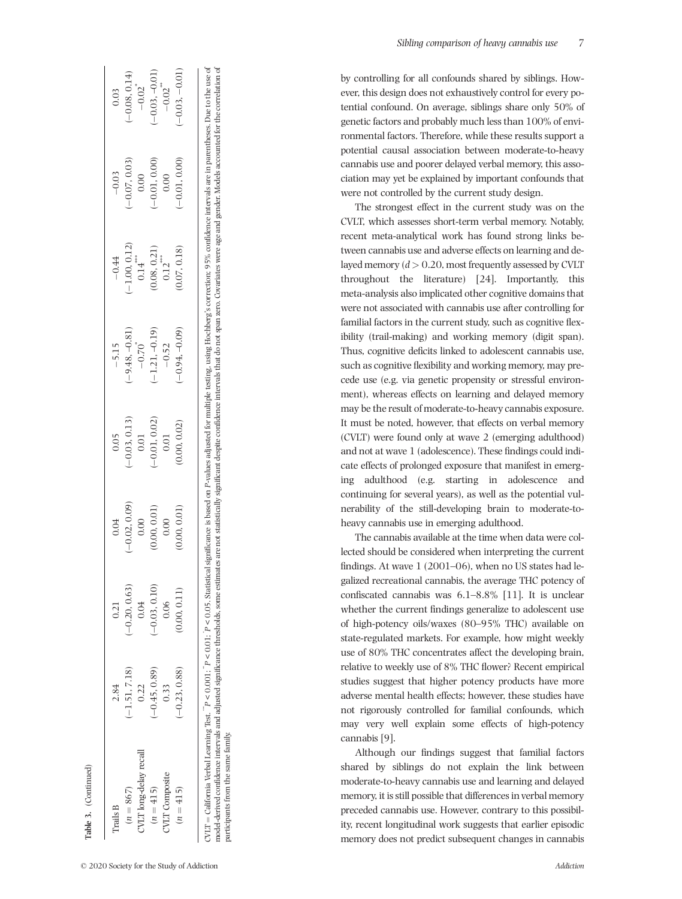**Table 3.** (Continued)

| | | | | | | |
|---|---|---|---|---|---|---|
| Trails B | 2.84 | 0.21 | 0.04 | 0.05 | −5.15 | −0.44 | −0.03 | 0.03 |
| ($n$ = 867) | (−1.51, 7.18) | (−0.20, 0.63) | (−0.02, 0.09) | (−0.03, 0.13) | (−9.48, −0.81) | (−1.00, 0.12) | (−0.07, 0.03) | (−0.08, 0.14) |
| CVLT long-delay recall | 0.22 | 0.04 | 0.00 | 0.01 | −0.70* | 0.14*** | 0.00 | −0.02* |
| ($n$ = 415) | (−0.45, 0.89) | (−0.03, 0.10) | (0.00, 0.01) | (−0.01, 0.02) | (−1.21, −0.19) | (0.08, 0.21) | (−0.01, 0.00) | (−0.03, −0.01) |
| CVLT Composite | 0.33 | 0.06 | 0.00 | 0.01 | −0.52 | 0.12*** | 0.00 | −0.02** |
| ($n$ = 415) | (−0.23, 0.88) | (0.00, 0.11) | (0.00, 0.01) | (0.00, 0.02) | (−0.94, −0.09) | (0.07, 0.18) | (−0.01, 0.00) | (−0.03, −0.01) |

CVLT = California Verbal Learning Test. ***$P$ < 0.001; **$P$ < 0.01; *$P$ < 0.05. Statistical significance is based on $P$-values adjusted for multiple testing, using Hochberg's correction: 95% confidence intervals are in parentheses. Due to the use of model-derived confidence intervals and adjusted significance thresholds, some estimates are not statistically significant despite confidence intervals that do not span zero. Covariates were age and gender. Models accounted for the correlation of participants from the same family.

by controlling for all confounds shared by siblings. However, this design does not exhaustively control for every potential confound. On average, siblings share only 50% of genetic factors and probably much less than 100% of environmental factors. Therefore, while these results support a potential causal association between moderate-to-heavy cannabis use and poorer delayed verbal memory, this association may yet be explained by important confounds that were not controlled by the current study design.

The strongest effect in the current study was on the CVLT, which assesses short-term verbal memory. Notably, recent meta-analytical work has found strong links between cannabis use and adverse effects on learning and delayed memory ($d > 0.20$, most frequently assessed by CVLT throughout the literature) [24]. Importantly, this meta-analysis also implicated other cognitive domains that were not associated with cannabis use after controlling for familial factors in the current study, such as cognitive flexibility (trail-making) and working memory (digit span). Thus, cognitive deficits linked to adolescent cannabis use, such as cognitive flexibility and working memory, may precede use (e.g. via genetic propensity or stressful environment), whereas effects on learning and delayed memory may be the result of moderate-to-heavy cannabis exposure. It must be noted, however, that effects on verbal memory (CVLT) were found only at wave 2 (emerging adulthood) and not at wave 1 (adolescence). These findings could indicate effects of prolonged exposure that manifest in emerging adulthood (e.g. starting in adolescence and continuing for several years), as well as the potential vulnerability of the still-developing brain to moderate-to-heavy cannabis use in emerging adulthood.

The cannabis available at the time when data were collected should be considered when interpreting the current findings. At wave 1 (2001–06), when no US states had legalized recreational cannabis, the average THC potency of confiscated cannabis was 6.1–8.8% [11]. It is unclear whether the current findings generalize to adolescent use of high-potency oils/waxes (80–95% THC) available on state-regulated markets. For example, how might weekly use of 80% THC concentrates affect the developing brain, relative to weekly use of 8% THC flower? Recent empirical studies suggest that higher potency products have more adverse mental health effects; however, these studies have not rigorously controlled for familial confounds, which may very well explain some effects of high-potency cannabis [9].

Although our findings suggest that familial factors shared by siblings do not explain the link between moderate-to-heavy cannabis use and learning and delayed memory, it is still possible that differences in verbal memory preceded cannabis use. However, contrary to this possibility, recent longitudinal work suggests that earlier episodic memory does not predict subsequent changes in cannabis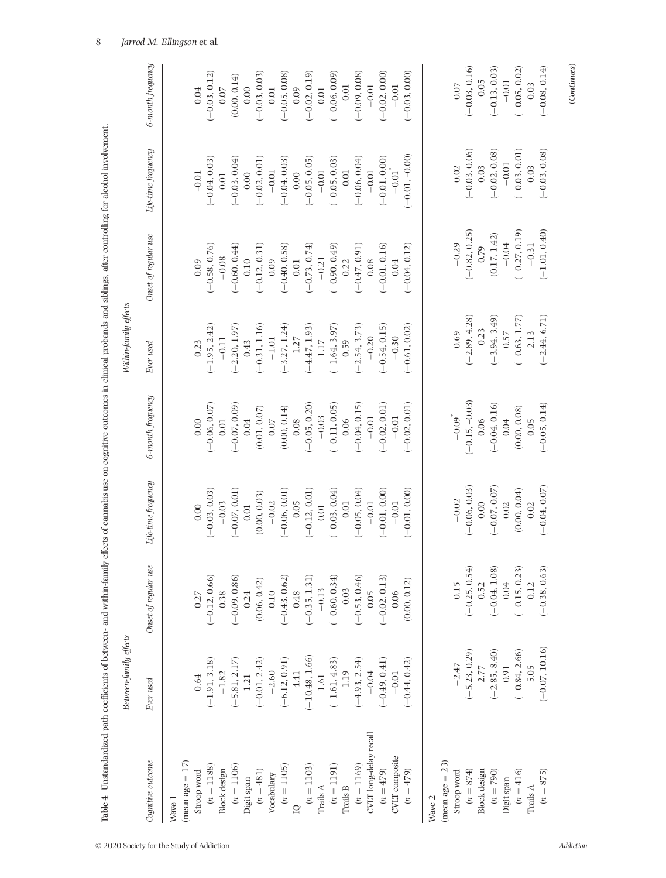**Table 4** Unstandardized path coefficients of between- and within-family effects of cannabis use on cognitive outcomes in clinical probands and siblings, after controlling for alcohol involvement.

| Cognitive outcome | Between-family effects | | | | Within-family effects | | | |
|---|---|---|---|---|---|---|---|---|
| | *Ever used* | *Onset of regular use* | *Life-time frequency* | *6-month frequency* | *Ever used* | *Onset of regular use* | *Life-time frequency* | *6-month frequency* |
| Wave 1 (mean age = 17) | | | | | | | | |
| Stroop word | 0.64 | 0.27 | 0.00 | 0.00 | 0.23 | 0.09 | −0.01 | 0.04 |
| ($n$ = 1188) | (−1.91, 3.18) | (−0.12, 0.66) | (−0.03, 0.03) | (−0.06, 0.07) | (−1.95, 2.42) | (−0.58, 0.76) | (−0.04, 0.03) | (−0.03, 0.12) |
| Block design | −1.82 | 0.38 | −0.03 | 0.01 | −0.11 | −0.08 | 0.01 | 0.07 |
| ($n$ = 1106) | (−5.81, 2.17) | (−0.09, 0.86) | (−0.07, 0.01) | (−0.07, 0.09) | (−2.20, 1.97) | (−0.60, 0.44) | (−0.03, 0.04) | (0.00, 0.14) |
| Digit span | 1.21 | 0.24 | 0.01 | 0.04 | 0.43 | 0.10 | 0.00 | 0.00 |
| ($n$ = 481) | (−0.01, 2.42) | (0.06, 0.42) | (0.00, 0.03) | (0.01, 0.07) | (−0.31, 1.16) | (−0.12, 0.31) | (−0.02, 0.01) | (−0.03, 0.03) |
| Vocabulary | −2.60 | 0.10 | −0.02 | 0.07 | −1.01 | 0.09 | −0.01 | 0.01 |
| ($n$ = 1105) | (−6.12, 0.91) | (−0.43, 0.62) | (−0.06, 0.01) | (0.00, 0.14) | (−3.27, 1.24) | (−0.40, 0.58) | (−0.04, 0.03) | (−0.05, 0.08) |
| IQ | −4.41 | 0.48 | −0.05 | 0.08 | −1.27 | 0.01 | 0.00 | 0.09 |
| ($n$ = 1103) | (−10.48, 1.66) | (−0.35, 1.31) | (−0.12, 0.01) | (−0.05, 0.20) | (−4.47, 1.93) | (−0.73, 0.74) | (−0.05, 0.05) | (−0.02, 0.19) |
| Trails A | 1.61 | −0.13 | 0.01 | −0.03 | 1.17 | −0.21 | −0.01 | 0.01 |
| ($n$ = 1191) | (−1.61, 4.83) | (−0.60, 0.34) | (−0.03, 0.04) | (−0.11, 0.05) | (−1.64, 3.97) | (−0.90, 0.49) | (−0.05, 0.03) | (−0.06, 0.09) |
| Trails B | −1.19 | −0.03 | −0.01 | 0.06 | 0.59 | 0.22 | −0.01 | −0.01 |
| ($n$ = 1169) | (−4.93, 2.54) | (−0.53, 0.46) | (−0.05, 0.04) | (−0.04, 0.15) | (−2.54, 3.73) | (−0.47, 0.91) | (−0.06, 0.04) | (−0.09, 0.08) |
| CVLT long-delay recall | −0.04 | 0.05 | −0.01 | −0.01 | −0.20 | 0.08 | −0.01 | −0.01 |
| ($n$ = 479) | (−0.49, 0.41) | (−0.02, 0.13) | (−0.01, 0.00) | (−0.02, 0.01) | (−0.54, 0.15) | (−0.01, 0.16) | (−0.01, 0.00) | (−0.02, 0.00) |
| CVLT composite | −0.01 | 0.06 | −0.01 | −0.01 | −0.30 | 0.04 | −0.01* | −0.01 |
| ($n$ = 479) | (−0.44, 0.42) | (0.00, 0.12) | (−0.01, 0.00) | (−0.02, 0.01) | (−0.61, 0.02) | (−0.04, 0.12) | (−0.01, −0.00) | (−0.03, 0.00) |
| Wave 2 (mean age = 23) | | | | | | | | |
| Stroop word | −2.47 | 0.15 | −0.02 | −0.09* | 0.69 | −0.29 | 0.02 | 0.07 |
| ($n$ = 874) | (−5.23, 0.29) | (−0.25, 0.54) | (−0.06, 0.03) | (−0.15, −0.03) | (−2.89, 4.28) | (−0.82, 0.25) | (−0.03, 0.06) | (−0.03, 0.16) |
| Block design | 2.77 | 0.52 | 0.00 | 0.06 | −0.23 | 0.79 | 0.03 | −0.05 |
| ($n$ = 790) | (−2.85, 8.40) | (−0.04, 1.08) | (−0.07, 0.07) | (−0.04, 0.16) | (−3.94, 3.49) | (0.17, 1.42) | (−0.02, 0.08) | (−0.13, 0.03) |
| Digit span | 0.91 | 0.04 | 0.02 | 0.04 | 0.57 | −0.04 | −0.01 | −0.01 |
| ($n$ = 416) | (−0.84, 2.66) | (−0.15, 0.23) | (0.00, 0.04) | (0.00, 0.08) | (−0.63, 1.77) | (−0.27, 0.19) | (−0.03, 0.01) | (−0.05, 0.02) |
| Trails A | 5.05 | 0.12 | 0.02 | 0.05 | 2.13 | −0.31 | 0.03 | 0.03 |
| ($n$ = 875) | (−0.07, 10.16) | (−0.38, 0.63) | (−0.04, 0.07) | (−0.05, 0.14) | (−2.44, 6.71) | (−1.01, 0.40) | (−0.03, 0.08) | (−0.08, 0.14) |

(*Continues*)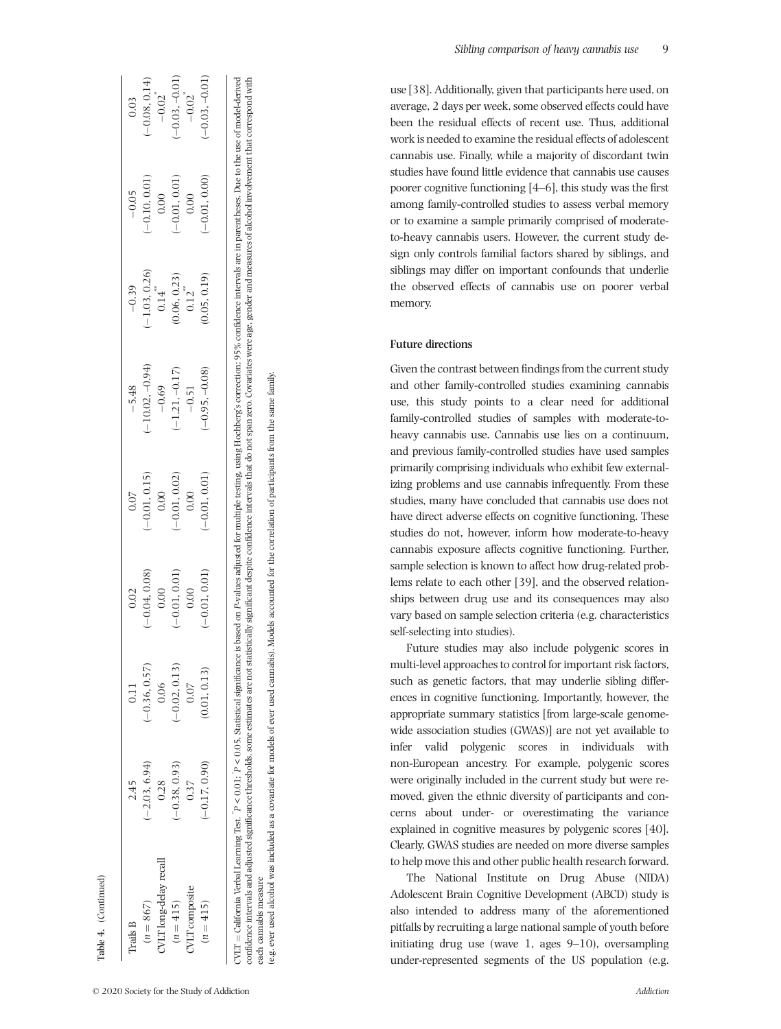**Table 4.** (Continued)

| | | | | | | | |
|---|---|---|---|---|---|---|---|
| Trails B | 2.45 | 0.11 | 0.02 | 0.07 | −5.48 | −0.39 | −0.05 | 0.03 |
| ($n$ = 867) | (−2.03, 6.94) | (−0.36, 0.57) | (−0.04, 0.08) | (−0.01, 0.15) | (−10.02, −0.94) | (−1.03, 0.26) | (−0.10, 0.01) | (−0.08, 0.14) |
| CVLT long-delay recall | 0.28 | 0.06 | 0.00 | 0.00 | −0.69 | 0.14** | 0.00 | −0.02* |
| ($n$ = 415) | (−0.38, 0.93) | (−0.02, 0.13) | (−0.01, 0.01) | (−0.01, 0.02) | (−1.21, −0.17) | (0.06, 0.23) | (−0.01, 0.01) | (−0.03, −0.01) |
| CVLT composite | 0.37 | 0.07 | 0.00 | 0.00 | −0.51 | 0.12** | 0.00 | −0.02* |
| ($n$ = 415) | (−0.17, 0.90) | (0.01, 0.13) | (−0.01, 0.01) | (−0.01, 0.01) | (−0.95, −0.08) | (0.05, 0.19) | (−0.01, 0.00) | (−0.03, −0.01) |

CVLT = California Verbal Learning Test. **$P$ < 0.01; *$P$ < 0.05. Statistical significance is based on $P$-values adjusted for multiple testing, using Hochberg's correction; 95% confidence intervals are in parentheses. Due to the use of model-derived confidence intervals and adjusted significance thresholds, some estimates are not statistically significant despite confidence intervals that do not span zero. Covariates were age, gender and measures of alcohol involvement that correspond with each cannabis measure (e.g. ever used alcohol was included as a covariate for models of ever used cannabis). Models accounted for the correlation of participants from the same family.

use [38]. Additionally, given that participants here used, on average, 2 days per week, some observed effects could have been the residual effects of recent use. Thus, additional work is needed to examine the residual effects of adolescent cannabis use. Finally, while a majority of discordant twin studies have found little evidence that cannabis use causes poorer cognitive functioning [4–6], this study was the first among family-controlled studies to assess verbal memory or to examine a sample primarily comprised of moderate-to-heavy cannabis users. However, the current study design only controls familial factors shared by siblings, and siblings may differ on important confounds that underlie the observed effects of cannabis use on poorer verbal memory.

### Future directions

Given the contrast between findings from the current study and other family-controlled studies examining cannabis use, this study points to a clear need for additional family-controlled studies of samples with moderate-to-heavy cannabis use. Cannabis use lies on a continuum, and previous family-controlled studies have used samples primarily comprising individuals who exhibit few externalizing problems and use cannabis infrequently. From these studies, many have concluded that cannabis use does not have direct adverse effects on cognitive functioning. These studies do not, however, inform how moderate-to-heavy cannabis exposure affects cognitive functioning. Further, sample selection is known to affect how drug-related problems relate to each other [39], and the observed relationships between drug use and its consequences may also vary based on sample selection criteria (e.g. characteristics self-selecting into studies).

Future studies may also include polygenic scores in multi-level approaches to control for important risk factors, such as genetic factors, that may underlie sibling differences in cognitive functioning. Importantly, however, the appropriate summary statistics [from large-scale genome-wide association studies (GWAS)] are not yet available to infer valid polygenic scores in individuals with non-European ancestry. For example, polygenic scores were originally included in the current study but were removed, given the ethnic diversity of participants and concerns about under- or overestimating the variance explained in cognitive measures by polygenic scores [40]. Clearly, GWAS studies are needed on more diverse samples to help move this and other public health research forward.

The National Institute on Drug Abuse (NIDA) Adolescent Brain Cognitive Development (ABCD) study is also intended to address many of the aforementioned pitfalls by recruiting a large national sample of youth before initiating drug use (wave 1, ages 9–10), oversampling under-represented segments of the US population (e.g.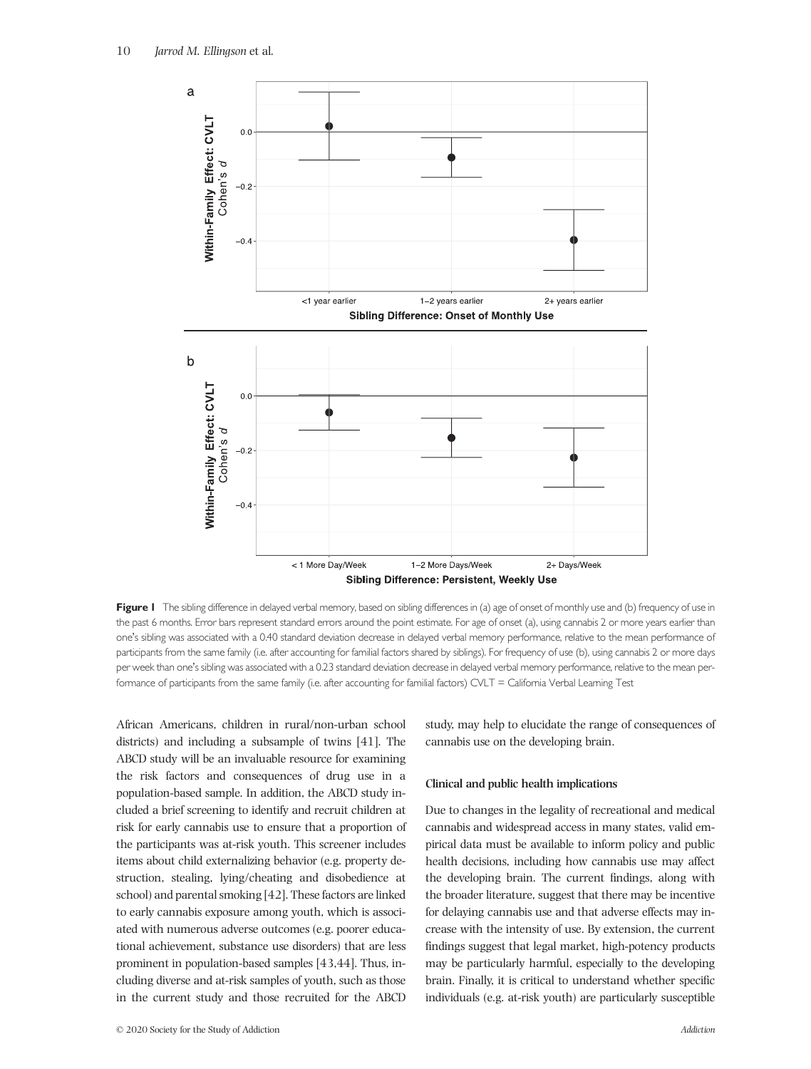**Figure 1** The sibling difference in delayed verbal memory, based on sibling differences in (a) age of onset of monthly use and (b) frequency of use in the past 6 months. Error bars represent standard errors around the point estimate. For age of onset (a), using cannabis 2 or more years earlier than one's sibling was associated with a 0.40 standard deviation decrease in delayed verbal memory performance, relative to the mean performance of participants from the same family (i.e. after accounting for familial factors shared by siblings). For frequency of use (b), using cannabis 2 or more days per week than one's sibling was associated with a 0.23 standard deviation decrease in delayed verbal memory performance, relative to the mean performance of participants from the same family (i.e. after accounting for familial factors) CVLT = California Verbal Learning Test

African Americans, children in rural/non-urban school districts) and including a subsample of twins [41]. The ABCD study will be an invaluable resource for examining the risk factors and consequences of drug use in a population-based sample. In addition, the ABCD study included a brief screening to identify and recruit children at risk for early cannabis use to ensure that a proportion of the participants was at-risk youth. This screener includes items about child externalizing behavior (e.g. property destruction, stealing, lying/cheating and disobedience at school) and parental smoking [42]. These factors are linked to early cannabis exposure among youth, which is associated with numerous adverse outcomes (e.g. poorer educational achievement, substance use disorders) that are less prominent in population-based samples [43,44]. Thus, including diverse and at-risk samples of youth, such as those in the current study and those recruited for the ABCD study, may help to elucidate the range of consequences of cannabis use on the developing brain.

### Clinical and public health implications

Due to changes in the legality of recreational and medical cannabis and widespread access in many states, valid empirical data must be available to inform policy and public health decisions, including how cannabis use may affect the developing brain. The current findings, along with the broader literature, suggest that there may be incentive for delaying cannabis use and that adverse effects may increase with the intensity of use. By extension, the current findings suggest that legal market, high-potency products may be particularly harmful, especially to the developing brain. Finally, it is critical to understand whether specific individuals (e.g. at-risk youth) are particularly susceptible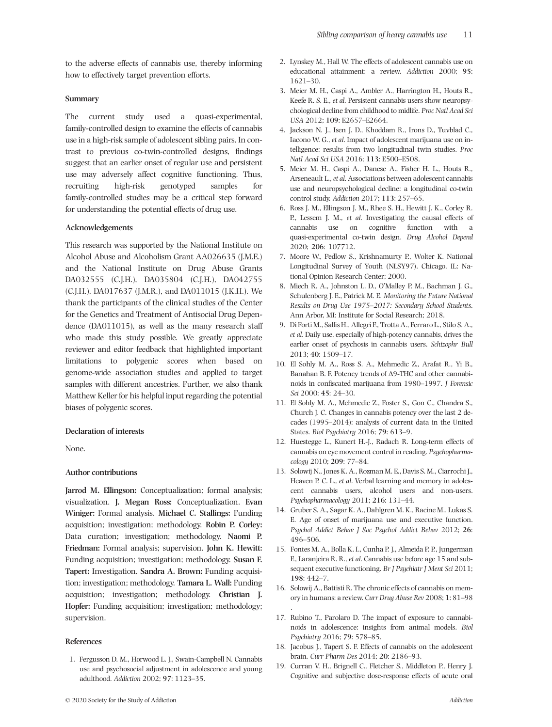to the adverse effects of cannabis use, thereby informing how to effectively target prevention efforts.

### Summary

The current study used a quasi-experimental, family-controlled design to examine the effects of cannabis use in a high-risk sample of adolescent sibling pairs. In contrast to previous co-twin-controlled designs, findings suggest that an earlier onset of regular use and persistent use may adversely affect cognitive functioning. Thus, recruiting high-risk genotyped samples for family-controlled studies may be a critical step forward for understanding the potential effects of drug use.

### Acknowledgements

This research was supported by the National Institute on Alcohol Abuse and Alcoholism Grant AA026635 (J.M.E.) and the National Institute on Drug Abuse Grants DA032555 (C.J.H.), DA035804 (C.J.H.), DA042755 (C.J.H.), DA017637 (J.M.R.), and DA011015 (J.K.H.). We thank the participants of the clinical studies of the Center for the Genetics and Treatment of Antisocial Drug Dependence (DA011015), as well as the many research staff who made this study possible. We greatly appreciate reviewer and editor feedback that highlighted important limitations to polygenic scores when based on genome-wide association studies and applied to target samples with different ancestries. Further, we also thank Matthew Keller for his helpful input regarding the potential biases of polygenic scores.

### Declaration of interests

None.

### Author contributions

**Jarrod M. Ellingson:** Conceptualization; formal analysis; visualization. **J. Megan Ross:** Conceptualization. **Evan Winiger:** Formal analysis. **Michael C. Stallings:** Funding acquisition; investigation; methodology. **Robin P. Corley:** Data curation; investigation; methodology. **Naomi P. Friedman:** Formal analysis; supervision. **John K. Hewitt:** Funding acquisition; investigation; methodology. **Susan F. Tapert:** Investigation. **Sandra A. Brown:** Funding acquisition; investigation; methodology. **Tamara L. Wall:** Funding acquisition; investigation; methodology. **Christian J. Hopfer:** Funding acquisition; investigation; methodology; supervision.

### References

1. Fergusson D. M., Horwood L. J., Swain-Campbell N. Cannabis use and psychosocial adjustment in adolescence and young adulthood. *Addiction* 2002; **97**: 1123–35.
2. Lynskey M., Hall W. The effects of adolescent cannabis use on educational attainment: a review. *Addiction* 2000; **95**: 1621–30.
3. Meier M. H., Caspi A., Ambler A., Harrington H., Houts R., Keefe R. S. E., *et al*. Persistent cannabis users show neuropsychological decline from childhood to midlife. *Proc Natl Acad Sci USA* 2012; **109**: E2657–E2664.
4. Jackson N. J., Isen J. D., Khoddam R., Irons D., Tuvblad C., Iacono W. G., *et al*. Impact of adolescent marijuana use on intelligence: results from two longitudinal twin studies. *Proc Natl Acad Sci USA* 2016; **113**: E500–E508.
5. Meier M. H., Caspi A., Danese A., Fisher H. L., Houts R., Arseneault L., *et al*. Associations between adolescent cannabis use and neuropsychological decline: a longitudinal co-twin control study. *Addiction* 2017; **113**: 257–65.
6. Ross J. M., Ellingson J. M., Rhee S. H., Hewitt J. K., Corley R. P., Lessem J. M., *et al*. Investigating the causal effects of cannabis use on cognitive function with a quasi-experimental co-twin design. *Drug Alcohol Depend* 2020; **206**: 107712.
7. Moore W., Pedlow S., Krishnamurty P., Wolter K. National Longitudinal Survey of Youth (NLSY97). Chicago, IL: National Opinion Research Center; 2000.
8. Miech R. A., Johnston L. D., O'Malley P. M., Bachman J. G., Schulenberg J. E., Patrick M. E. *Monitoring the Future National Results on Drug Use 1975–2017: Secondary School Students*. Ann Arbor, MI: Institute for Social Research; 2018.
9. Di Forti M., Sallis H., Allegri F., Trotta A., Ferraro L., Stilo S. A., *et al*. Daily use, especially of high-potency cannabis, drives the earlier onset of psychosis in cannabis users. *Schizophr Bull* 2013; **40**: 1509–17.
10. El Sohly M. A., Ross S. A., Mehmedic Z., Arafat R., Yi B., Banahan B. F. Potency trends of Δ9-THC and other cannabinoids in confiscated marijuana from 1980–1997. *J Forensic Sci* 2000; **45**: 24–30.
11. El Sohly M. A., Mehmedic Z., Foster S., Gon C., Chandra S., Church J. C. Changes in cannabis potency over the last 2 decades (1995–2014): analysis of current data in the United States. *Biol Psychiatry* 2016; **79**: 613–9.
12. Huestegge L., Kunert H.-J., Radach R. Long-term effects of cannabis on eye movement control in reading. *Psychopharmacology* 2010; **209**: 77–84.
13. Solowij N., Jones K. A., Rozman M. E., Davis S. M., Ciarrochi J., Heaven P. C. L., *et al*. Verbal learning and memory in adolescent cannabis users, alcohol users and non-users. *Psychopharmacology* 2011; **216**: 131–44.
14. Gruber S. A., Sagar K. A., Dahlgren M. K., Racine M., Lukas S. E. Age of onset of marijuana use and executive function. *Psychol Addict Behav J Soc Psychol Addict Behav* 2012; **26**: 496–506.
15. Fontes M. A., Bolla K. I., Cunha P. J., Almeida P. P., Jungerman F., Laranjeira R. R., *et al*. Cannabis use before age 15 and subsequent executive functioning. *Br J Psychiatr J Ment Sci* 2011; **198**: 442–7.
16. Solowij A., Battisti R. The chronic effects of cannabis on memory in humans: a review. *Curr Drug Abuse Rev* 2008; **1**: 81–98 .
17. Rubino T., Parolaro D. The impact of exposure to cannabinoids in adolescence: insights from animal models. *Biol Psychiatry* 2016; **79**: 578–85.
18. Jacobus J., Tapert S. F. Effects of cannabis on the adolescent brain. *Curr Pharm Des* 2014; **20**: 2186–93.
19. Curran V. H., Brignell C., Fletcher S., Middleton P., Henry J. Cognitive and subjective dose-response effects of acute oral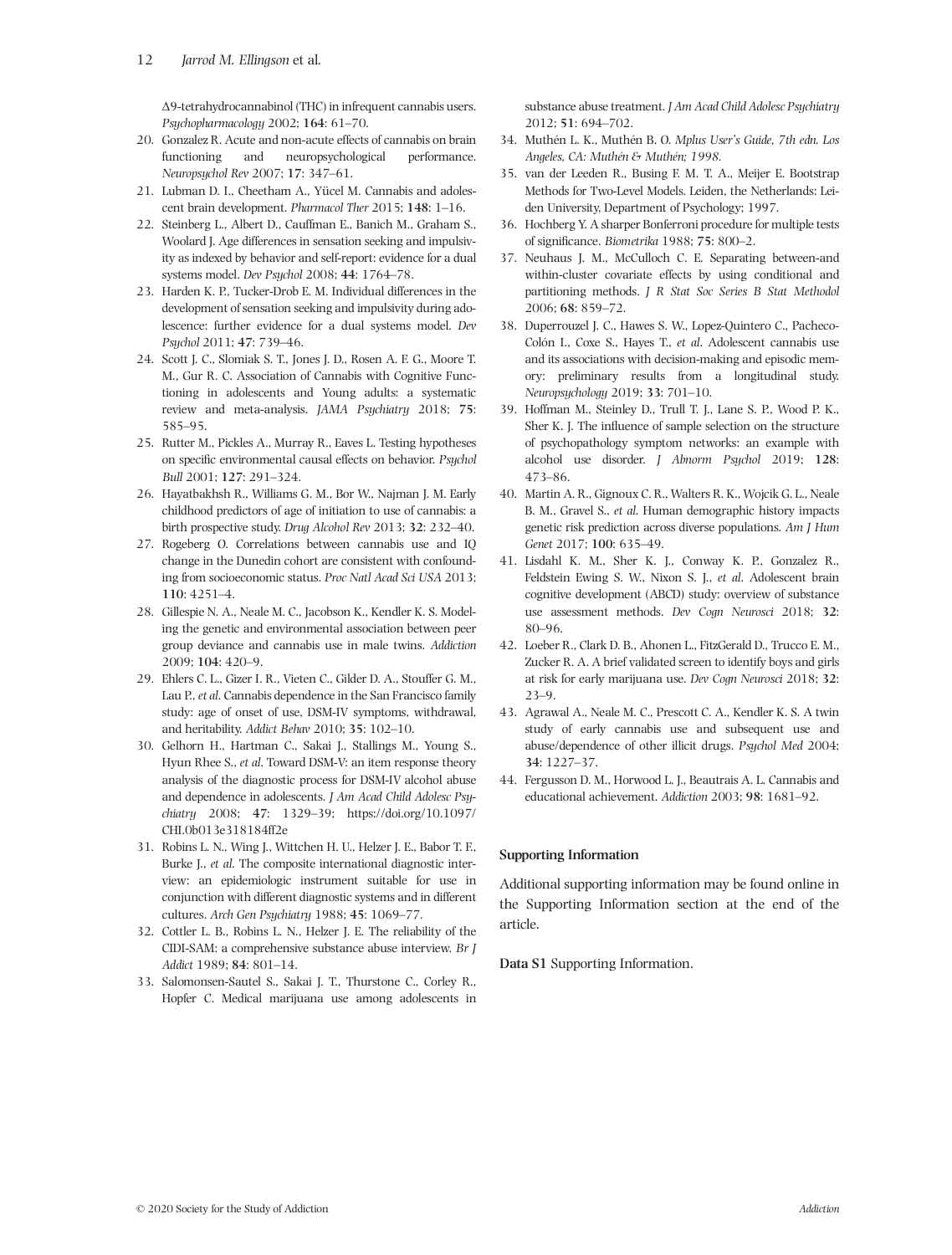Δ9-tetrahydrocannabinol (THC) in infrequent cannabis users. *Psychopharmacology* 2002; **164**: 61–70.

20. Gonzalez R. Acute and non-acute effects of cannabis on brain functioning and neuropsychological performance. *Neuropsychol Rev* 2007; **17**: 347–61.
21. Lubman D. I., Cheetham A., Yücel M. Cannabis and adolescent brain development. *Pharmacol Ther* 2015; **148**: 1–16.
22. Steinberg L., Albert D., Cauffman E., Banich M., Graham S., Woolard J. Age differences in sensation seeking and impulsivity as indexed by behavior and self-report: evidence for a dual systems model. *Dev Psychol* 2008; **44**: 1764–78.
23. Harden K. P., Tucker-Drob E. M. Individual differences in the development of sensation seeking and impulsivity during adolescence: further evidence for a dual systems model. *Dev Psychol* 2011; **47**: 739–46.
24. Scott J. C., Slomiak S. T., Jones J. D., Rosen A. F. G., Moore T. M., Gur R. C. Association of Cannabis with Cognitive Functioning in adolescents and Young adults: a systematic review and meta-analysis. *JAMA Psychiatry* 2018; **75**: 585–95.
25. Rutter M., Pickles A., Murray R., Eaves L. Testing hypotheses on specific environmental causal effects on behavior. *Psychol Bull* 2001; **127**: 291–324.
26. Hayatbakhsh R., Williams G. M., Bor W., Najman J. M. Early childhood predictors of age of initiation to use of cannabis: a birth prospective study. *Drug Alcohol Rev* 2013; **32**: 232–40.
27. Rogeberg O. Correlations between cannabis use and IQ change in the Dunedin cohort are consistent with confounding from socioeconomic status. *Proc Natl Acad Sci USA* 2013; **110**: 4251–4.
28. Gillespie N. A., Neale M. C., Jacobson K., Kendler K. S. Modeling the genetic and environmental association between peer group deviance and cannabis use in male twins. *Addiction* 2009; **104**: 420–9.
29. Ehlers C. L., Gizer I. R., Vieten C., Gilder D. A., Stouffer G. M., Lau P., *et al.* Cannabis dependence in the San Francisco family study: age of onset of use, DSM-IV symptoms, withdrawal, and heritability. *Addict Behav* 2010; **35**: 102–10.
30. Gelhorn H., Hartman C., Sakai J., Stallings M., Young S., Hyun Rhee S., *et al.* Toward DSM-V: an item response theory analysis of the diagnostic process for DSM-IV alcohol abuse and dependence in adolescents. *J Am Acad Child Adolesc Psychiatry* 2008; **47**: 1329–39; https://doi.org/10.1097/CHI.0b013e318184ff2e
31. Robins L. N., Wing J., Wittchen H. U., Helzer J. E., Babor T. F., Burke J., *et al.* The composite international diagnostic interview: an epidemiologic instrument suitable for use in conjunction with different diagnostic systems and in different cultures. *Arch Gen Psychiatry* 1988; **45**: 1069–77.
32. Cottler L. B., Robins L. N., Helzer J. E. The reliability of the CIDI-SAM: a comprehensive substance abuse interview. *Br J Addict* 1989; **84**: 801–14.
33. Salomonsen-Sautel S., Sakai J. T., Thurstone C., Corley R., Hopfer C. Medical marijuana use among adolescents in substance abuse treatment. *J Am Acad Child Adolesc Psychiatry* 2012; **51**: 694–702.
34. Muthén L. K., Muthén B. O. *Mplus User's Guide, 7th edn. Los Angeles, CA: Muthén & Muthén; 1998.*
35. van der Leeden R., Busing F. M. T. A., Meijer E. Bootstrap Methods for Two-Level Models. Leiden, the Netherlands: Leiden University, Department of Psychology; 1997.
36. Hochberg Y. A sharper Bonferroni procedure for multiple tests of significance. *Biometrika* 1988; **75**: 800–2.
37. Neuhaus J. M., McCulloch C. E. Separating between-and within-cluster covariate effects by using conditional and partitioning methods. *J R Stat Soc Series B Stat Methodol* 2006; **68**: 859–72.
38. Duperrouzel J. C., Hawes S. W., Lopez-Quintero C., Pacheco-Colón I., Coxe S., Hayes T., *et al.* Adolescent cannabis use and its associations with decision-making and episodic memory: preliminary results from a longitudinal study. *Neuropsychology* 2019; **33**: 701–10.
39. Hoffman M., Steinley D., Trull T. J., Lane S. P., Wood P. K., Sher K. J. The influence of sample selection on the structure of psychopathology symptom networks: an example with alcohol use disorder. *J Abnorm Psychol* 2019; **128**: 473–86.
40. Martin A. R., Gignoux C. R., Walters R. K., Wojcik G. L., Neale B. M., Gravel S., *et al.* Human demographic history impacts genetic risk prediction across diverse populations. *Am J Hum Genet* 2017; **100**: 635–49.
41. Lisdahl K. M., Sher K. J., Conway K. P., Gonzalez R., Feldstein Ewing S. W., Nixon S. J., *et al.* Adolescent brain cognitive development (ABCD) study: overview of substance use assessment methods. *Dev Cogn Neurosci* 2018; **32**: 80–96.
42. Loeber R., Clark D. B., Ahonen L., FitzGerald D., Trucco E. M., Zucker R. A. A brief validated screen to identify boys and girls at risk for early marijuana use. *Dev Cogn Neurosci* 2018; **32**: 23–9.
43. Agrawal A., Neale M. C., Prescott C. A., Kendler K. S. A twin study of early cannabis use and subsequent use and abuse/dependence of other illicit drugs. *Psychol Med* 2004; **34**: 1227–37.
44. Fergusson D. M., Horwood L. J., Beautrais A. L. Cannabis and educational achievement. *Addiction* 2003; **98**: 1681–92.

## Supporting Information

Additional supporting information may be found online in the Supporting Information section at the end of the article.

**Data S1** Supporting Information.